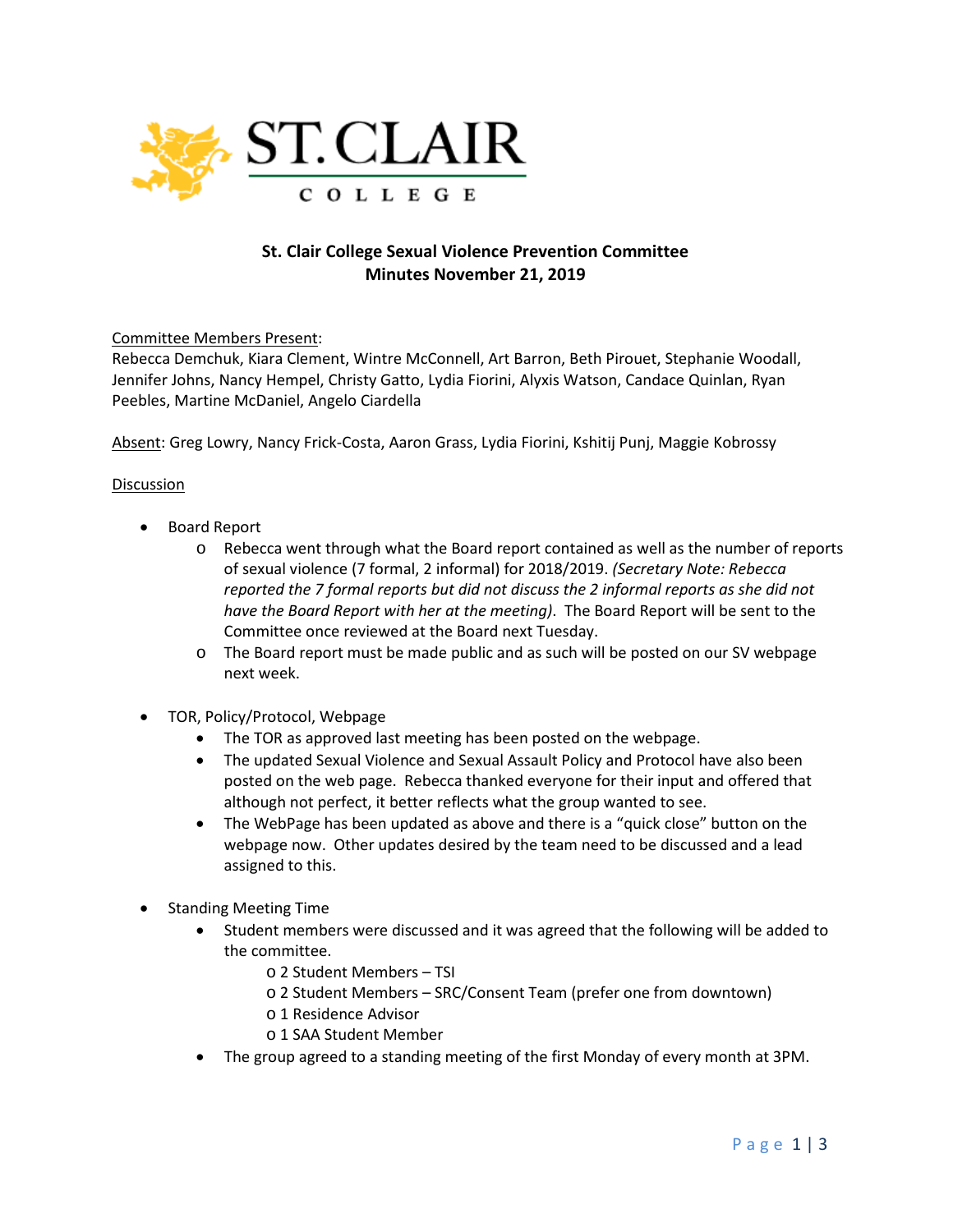# St. Clair College Sexual Violence Prevention Committee
## Minutes November 21, 2019

Committee Members Present:
Rebecca Demchuk, Kiara Clement, Wintre McConnell, Art Barron, Beth Pirouet, Stephanie Woodall, Jennifer Johns, Nancy Hempel, Christy Gatto, Lydia Fiorini, Alyxis Watson, Candace Quinlan, Ryan Peebles, Martine McDaniel, Angelo Ciardella

Absent: Greg Lowry, Nancy Frick-Costa, Aaron Grass, Lydia Fiorini, Kshitij Punj, Maggie Kobrossy

Discussion

- Board Report
  - Rebecca went through what the Board report contained as well as the number of reports of sexual violence (7 formal, 2 informal) for 2018/2019. *(Secretary Note: Rebecca reported the 7 formal reports but did not discuss the 2 informal reports as she did not have the Board Report with her at the meeting)*. The Board Report will be sent to the Committee once reviewed at the Board next Tuesday.
  - The Board report must be made public and as such will be posted on our SV webpage next week.

- TOR, Policy/Protocol, Webpage
  - The TOR as approved last meeting has been posted on the webpage.
  - The updated Sexual Violence and Sexual Assault Policy and Protocol have also been posted on the web page. Rebecca thanked everyone for their input and offered that although not perfect, it better reflects what the group wanted to see.
  - The WebPage has been updated as above and there is a "quick close" button on the webpage now. Other updates desired by the team need to be discussed and a lead assigned to this.

- Standing Meeting Time
  - Student members were discussed and it was agreed that the following will be added to the committee.
    - 2 Student Members – TSI
    - 2 Student Members – SRC/Consent Team (prefer one from downtown)
    - 1 Residence Advisor
    - 1 SAA Student Member
  - The group agreed to a standing meeting of the first Monday of every month at 3PM.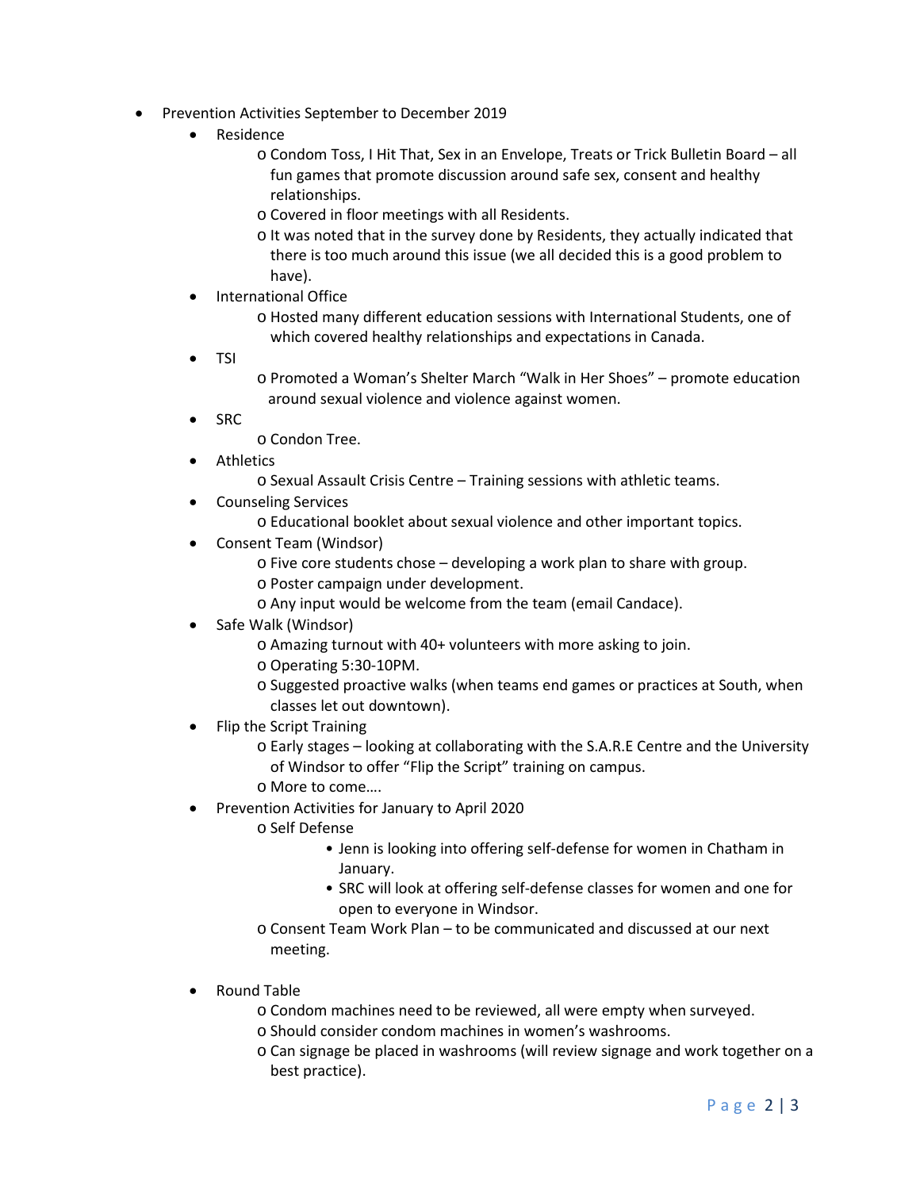- Prevention Activities September to December 2019
  - Residence
    - Condom Toss, I Hit That, Sex in an Envelope, Treats or Trick Bulletin Board – all fun games that promote discussion around safe sex, consent and healthy relationships.
    - Covered in floor meetings with all Residents.
    - It was noted that in the survey done by Residents, they actually indicated that there is too much around this issue (we all decided this is a good problem to have).
  - International Office
    - Hosted many different education sessions with International Students, one of which covered healthy relationships and expectations in Canada.
  - TSI
    - Promoted a Woman's Shelter March "Walk in Her Shoes" – promote education around sexual violence and violence against women.
  - SRC
    - Condon Tree.
  - Athletics
    - Sexual Assault Crisis Centre – Training sessions with athletic teams.
  - Counseling Services
    - Educational booklet about sexual violence and other important topics.
  - Consent Team (Windsor)
    - Five core students chose – developing a work plan to share with group.
    - Poster campaign under development.
    - Any input would be welcome from the team (email Candace).
  - Safe Walk (Windsor)
    - Amazing turnout with 40+ volunteers with more asking to join.
    - Operating 5:30-10PM.
    - Suggested proactive walks (when teams end games or practices at South, when classes let out downtown).
  - Flip the Script Training
    - Early stages – looking at collaborating with the S.A.R.E Centre and the University of Windsor to offer "Flip the Script" training on campus.
    - More to come….
  - Prevention Activities for January to April 2020
    - Self Defense
      - Jenn is looking into offering self-defense for women in Chatham in January.
      - SRC will look at offering self-defense classes for women and one for open to everyone in Windsor.
    - Consent Team Work Plan – to be communicated and discussed at our next meeting.

  - Round Table
    - Condom machines need to be reviewed, all were empty when surveyed.
    - Should consider condom machines in women's washrooms.
    - Can signage be placed in washrooms (will review signage and work together on a best practice).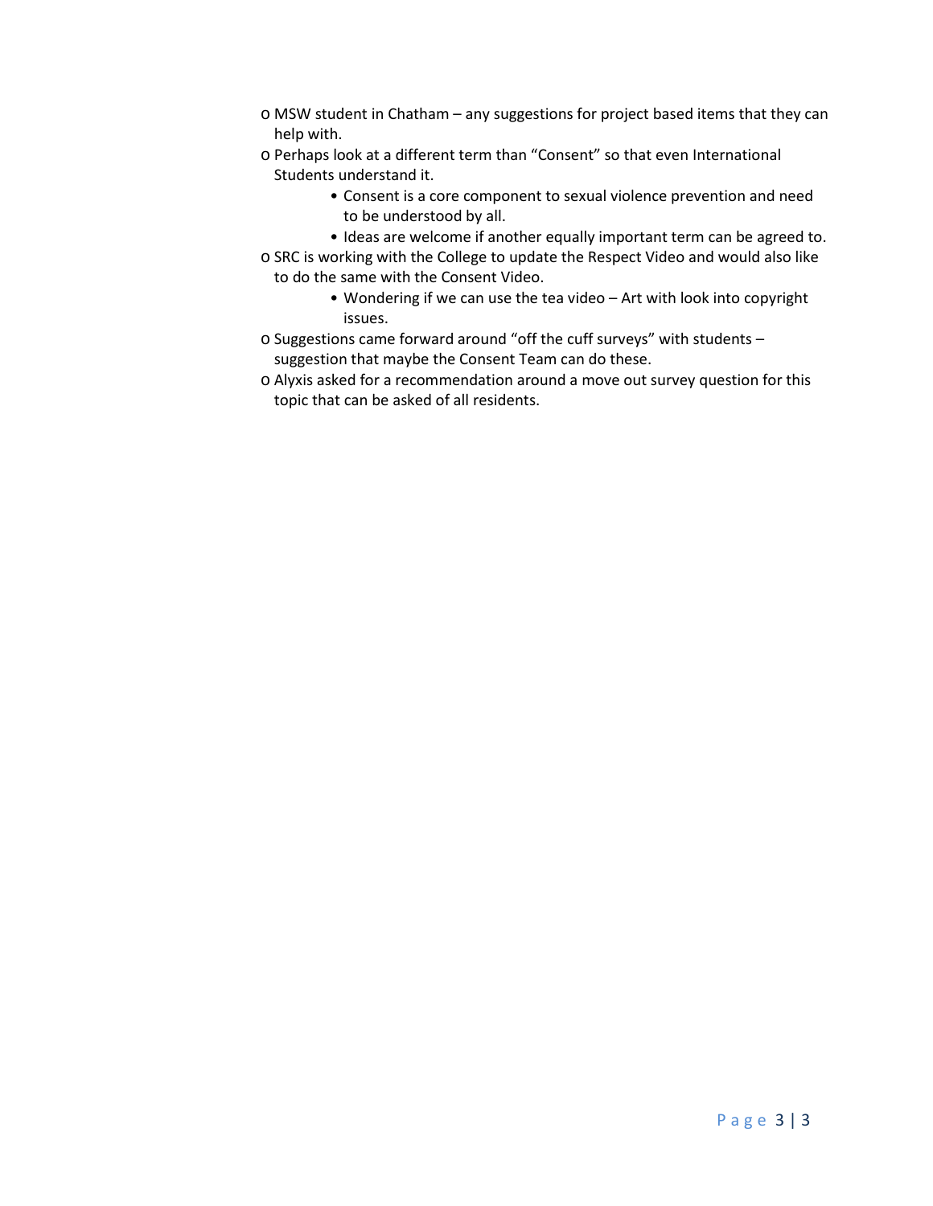- MSW student in Chatham – any suggestions for project based items that they can help with.
- Perhaps look at a different term than “Consent” so that even International Students understand it.
    - Consent is a core component to sexual violence prevention and need to be understood by all.
    - Ideas are welcome if another equally important term can be agreed to.
- SRC is working with the College to update the Respect Video and would also like to do the same with the Consent Video.
    - Wondering if we can use the tea video – Art with look into copyright issues.
- Suggestions came forward around “off the cuff surveys” with students – suggestion that maybe the Consent Team can do these.
- Alyxis asked for a recommendation around a move out survey question for this topic that can be asked of all residents.